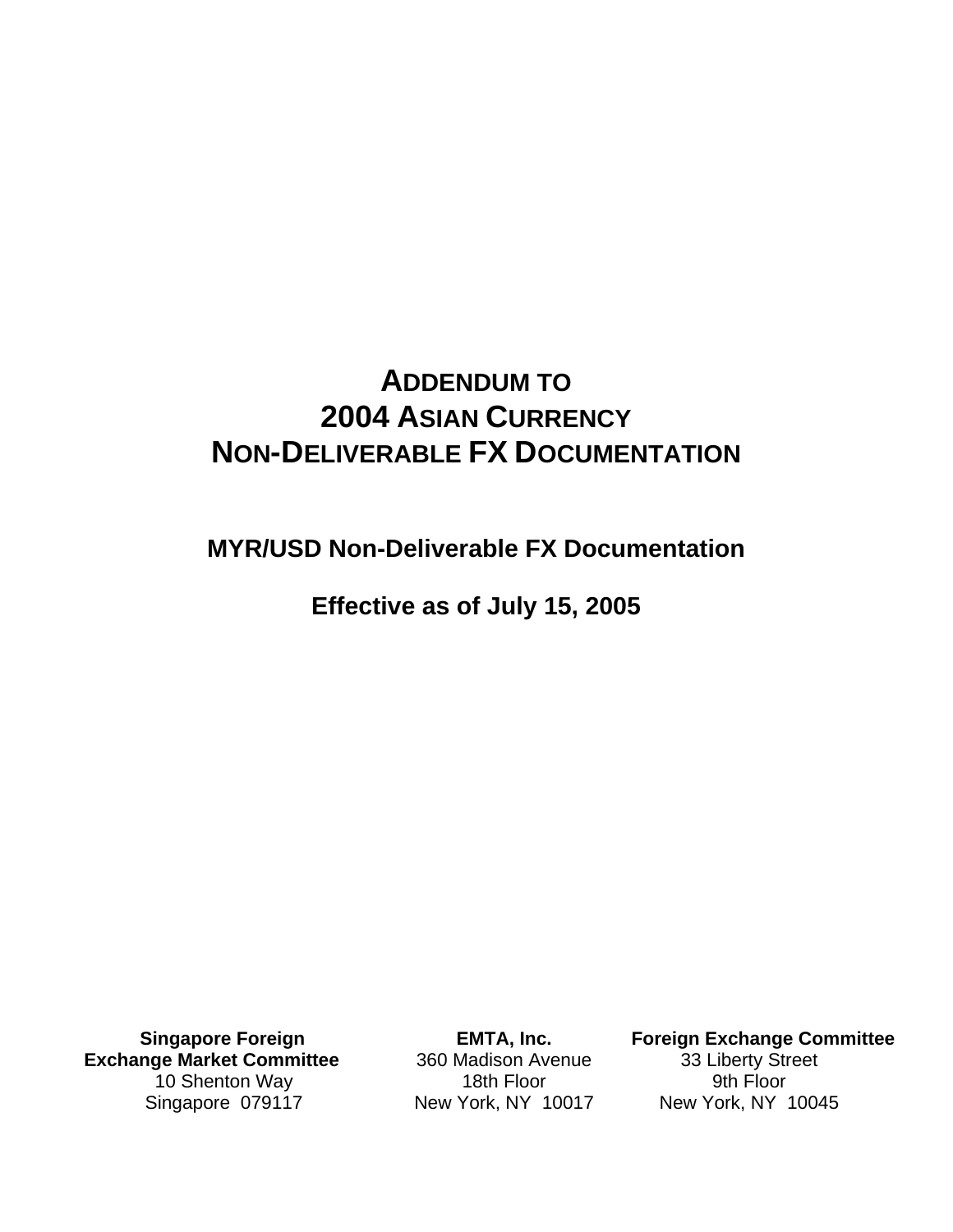# ADDENDUM TO 2004 ASIAN CURRENCY NON-DELIVERABLE FX DOCUMENTATION

## MYR/USD Non-Deliverable FX Documentation

## Effective as of July 15, 2005

**Singapore Foreign Exchange Market Committee**
10 Shenton Way
Singapore 079117

**EMTA, Inc.**
360 Madison Avenue
18th Floor
New York, NY 10017

**Foreign Exchange Committee**
33 Liberty Street
9th Floor
New York, NY 10045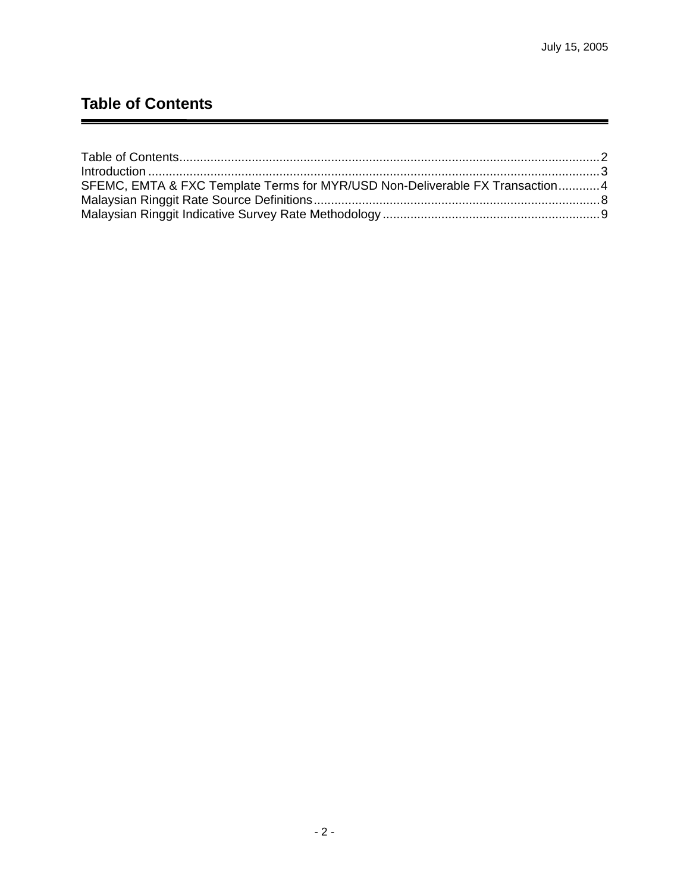# Table of Contents

Table of Contents ........................................................................................................................ 2
Introduction ................................................................................................................................. 3
SFEMC, EMTA & FXC Template Terms for MYR/USD Non-Deliverable FX Transaction ............ 4
Malaysian Ringgit Rate Source Definitions ................................................................................. 8
Malaysian Ringgit Indicative Survey Rate Methodology .............................................................. 9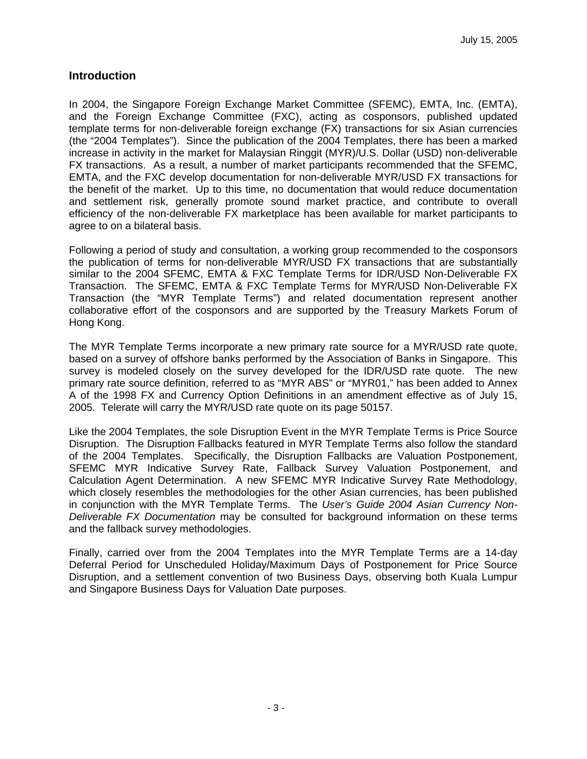July 15, 2005

## Introduction

In 2004, the Singapore Foreign Exchange Market Committee (SFEMC), EMTA, Inc. (EMTA), and the Foreign Exchange Committee (FXC), acting as cosponsors, published updated template terms for non-deliverable foreign exchange (FX) transactions for six Asian currencies (the "2004 Templates"). Since the publication of the 2004 Templates, there has been a marked increase in activity in the market for Malaysian Ringgit (MYR)/U.S. Dollar (USD) non-deliverable FX transactions. As a result, a number of market participants recommended that the SFEMC, EMTA, and the FXC develop documentation for non-deliverable MYR/USD FX transactions for the benefit of the market. Up to this time, no documentation that would reduce documentation and settlement risk, generally promote sound market practice, and contribute to overall efficiency of the non-deliverable FX marketplace has been available for market participants to agree to on a bilateral basis.

Following a period of study and consultation, a working group recommended to the cosponsors the publication of terms for non-deliverable MYR/USD FX transactions that are substantially similar to the 2004 SFEMC, EMTA & FXC Template Terms for IDR/USD Non-Deliverable FX Transaction. The SFEMC, EMTA & FXC Template Terms for MYR/USD Non-Deliverable FX Transaction (the "MYR Template Terms") and related documentation represent another collaborative effort of the cosponsors and are supported by the Treasury Markets Forum of Hong Kong.

The MYR Template Terms incorporate a new primary rate source for a MYR/USD rate quote, based on a survey of offshore banks performed by the Association of Banks in Singapore. This survey is modeled closely on the survey developed for the IDR/USD rate quote. The new primary rate source definition, referred to as "MYR ABS" or "MYR01," has been added to Annex A of the 1998 FX and Currency Option Definitions in an amendment effective as of July 15, 2005. Telerate will carry the MYR/USD rate quote on its page 50157.

Like the 2004 Templates, the sole Disruption Event in the MYR Template Terms is Price Source Disruption. The Disruption Fallbacks featured in MYR Template Terms also follow the standard of the 2004 Templates. Specifically, the Disruption Fallbacks are Valuation Postponement, SFEMC MYR Indicative Survey Rate, Fallback Survey Valuation Postponement, and Calculation Agent Determination. A new SFEMC MYR Indicative Survey Rate Methodology, which closely resembles the methodologies for the other Asian currencies, has been published in conjunction with the MYR Template Terms. The *User's Guide 2004 Asian Currency Non-Deliverable FX Documentation* may be consulted for background information on these terms and the fallback survey methodologies.

Finally, carried over from the 2004 Templates into the MYR Template Terms are a 14-day Deferral Period for Unscheduled Holiday/Maximum Days of Postponement for Price Source Disruption, and a settlement convention of two Business Days, observing both Kuala Lumpur and Singapore Business Days for Valuation Date purposes.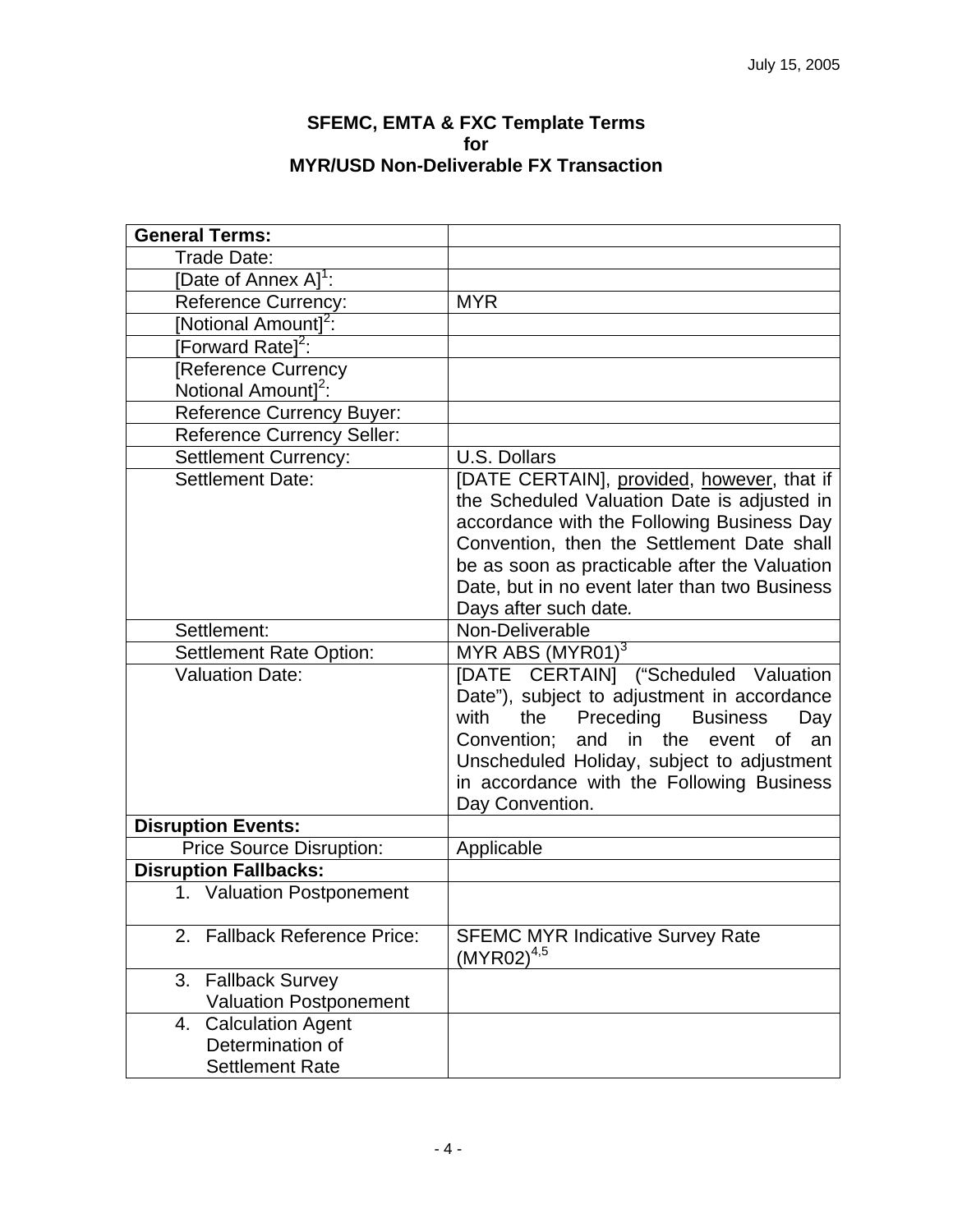July 15, 2005

**SFEMC, EMTA & FXC Template Terms**
**for**
**MYR/USD Non-Deliverable FX Transaction**

| **General Terms:** | |
|---|---|
| Trade Date: | |
| [Date of Annex A][1]: | |
| Reference Currency: | MYR |
| [Notional Amount][2]: | |
| [Forward Rate][2]: | |
| [Reference Currency Notional Amount][2]: | |
| Reference Currency Buyer: | |
| Reference Currency Seller: | |
| Settlement Currency: | U.S. Dollars |
| Settlement Date: | [DATE CERTAIN], provided, however, that if the Scheduled Valuation Date is adjusted in accordance with the Following Business Day Convention, then the Settlement Date shall be as soon as practicable after the Valuation Date, but in no event later than two Business Days after such date. |
| Settlement: | Non-Deliverable |
| Settlement Rate Option: | MYR ABS (MYR01)[3] |
| Valuation Date: | [DATE CERTAIN] ("Scheduled Valuation Date"), subject to adjustment in accordance with the Preceding Business Day Convention; and in the event of an Unscheduled Holiday, subject to adjustment in accordance with the Following Business Day Convention. |
| **Disruption Events:** | |
| Price Source Disruption: | Applicable |
| **Disruption Fallbacks:** | |
| 1. Valuation Postponement | |
| 2. Fallback Reference Price: | SFEMC MYR Indicative Survey Rate (MYR02)[4,5] |
| 3. Fallback Survey Valuation Postponement | |
| 4. Calculation Agent Determination of Settlement Rate | |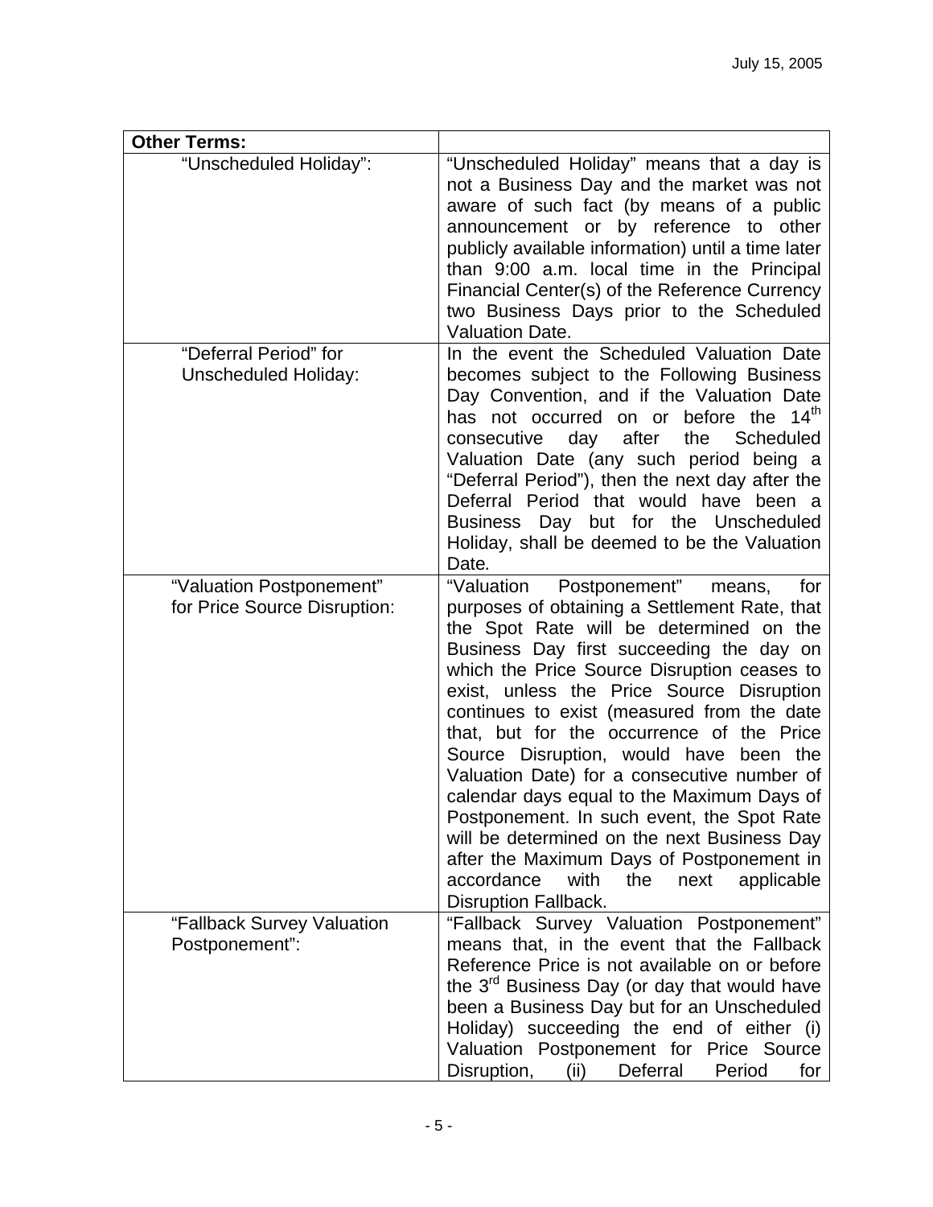| **Other Terms:** | |
|---|---|
| "Unscheduled Holiday": | "Unscheduled Holiday" means that a day is not a Business Day and the market was not aware of such fact (by means of a public announcement or by reference to other publicly available information) until a time later than 9:00 a.m. local time in the Principal Financial Center(s) of the Reference Currency two Business Days prior to the Scheduled Valuation Date. |
| "Deferral Period" for Unscheduled Holiday: | In the event the Scheduled Valuation Date becomes subject to the Following Business Day Convention, and if the Valuation Date has not occurred on or before the 14th consecutive day after the Scheduled Valuation Date (any such period being a "Deferral Period"), then the next day after the Deferral Period that would have been a Business Day but for the Unscheduled Holiday, shall be deemed to be the Valuation Date. |
| "Valuation Postponement" for Price Source Disruption: | "Valuation Postponement" means, for purposes of obtaining a Settlement Rate, that the Spot Rate will be determined on the Business Day first succeeding the day on which the Price Source Disruption ceases to exist, unless the Price Source Disruption continues to exist (measured from the date that, but for the occurrence of the Price Source Disruption, would have been the Valuation Date) for a consecutive number of calendar days equal to the Maximum Days of Postponement. In such event, the Spot Rate will be determined on the next Business Day after the Maximum Days of Postponement in accordance with the next applicable Disruption Fallback. |
| "Fallback Survey Valuation Postponement": | "Fallback Survey Valuation Postponement" means that, in the event that the Fallback Reference Price is not available on or before the 3rd Business Day (or day that would have been a Business Day but for an Unscheduled Holiday) succeeding the end of either (i) Valuation Postponement for Price Source Disruption, (ii) Deferral Period for |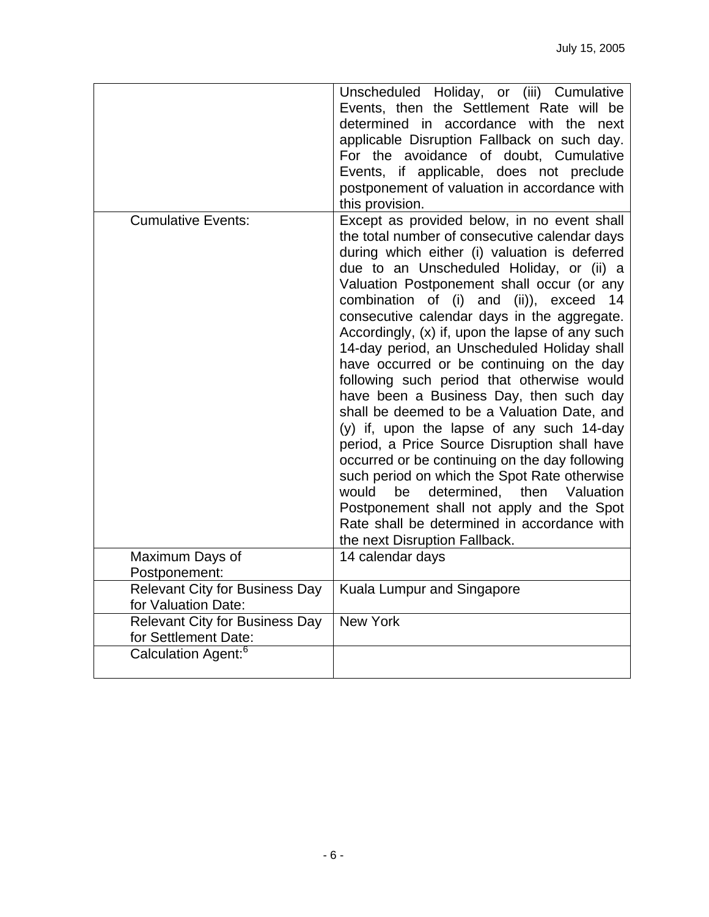| | |
|---|---|
| | Unscheduled Holiday, or (iii) Cumulative Events, then the Settlement Rate will be determined in accordance with the next applicable Disruption Fallback on such day. For the avoidance of doubt, Cumulative Events, if applicable, does not preclude postponement of valuation in accordance with this provision. |
| Cumulative Events: | Except as provided below, in no event shall the total number of consecutive calendar days during which either (i) valuation is deferred due to an Unscheduled Holiday, or (ii) a Valuation Postponement shall occur (or any combination of (i) and (ii)), exceed 14 consecutive calendar days in the aggregate. Accordingly, (x) if, upon the lapse of any such 14-day period, an Unscheduled Holiday shall have occurred or be continuing on the day following such period that otherwise would have been a Business Day, then such day shall be deemed to be a Valuation Date, and (y) if, upon the lapse of any such 14-day period, a Price Source Disruption shall have occurred or be continuing on the day following such period on which the Spot Rate otherwise would be determined, then Valuation Postponement shall not apply and the Spot Rate shall be determined in accordance with the next Disruption Fallback. |
| Maximum Days of Postponement: | 14 calendar days |
| Relevant City for Business Day for Valuation Date: | Kuala Lumpur and Singapore |
| Relevant City for Business Day for Settlement Date: | New York |
| Calculation Agent:[6] | |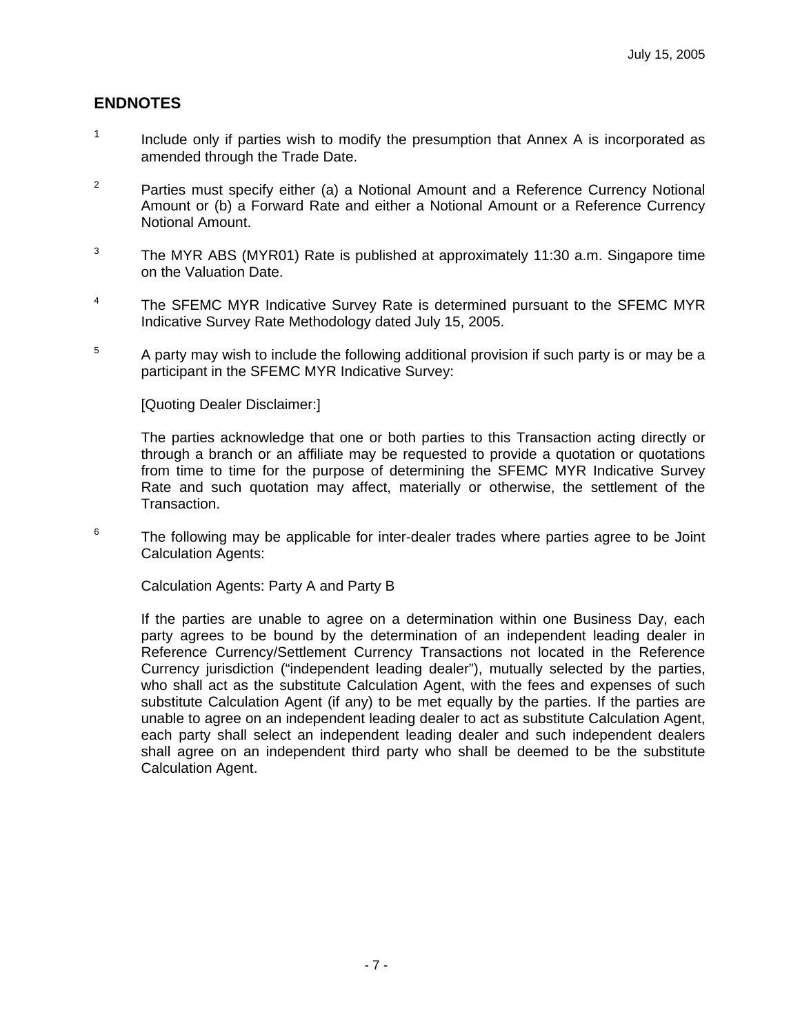## ENDNOTES

1 Include only if parties wish to modify the presumption that Annex A is incorporated as amended through the Trade Date.

2 Parties must specify either (a) a Notional Amount and a Reference Currency Notional Amount or (b) a Forward Rate and either a Notional Amount or a Reference Currency Notional Amount.

3 The MYR ABS (MYR01) Rate is published at approximately 11:30 a.m. Singapore time on the Valuation Date.

4 The SFEMC MYR Indicative Survey Rate is determined pursuant to the SFEMC MYR Indicative Survey Rate Methodology dated July 15, 2005.

5 A party may wish to include the following additional provision if such party is or may be a participant in the SFEMC MYR Indicative Survey:

[Quoting Dealer Disclaimer:]

The parties acknowledge that one or both parties to this Transaction acting directly or through a branch or an affiliate may be requested to provide a quotation or quotations from time to time for the purpose of determining the SFEMC MYR Indicative Survey Rate and such quotation may affect, materially or otherwise, the settlement of the Transaction.

6 The following may be applicable for inter-dealer trades where parties agree to be Joint Calculation Agents:

Calculation Agents: Party A and Party B

If the parties are unable to agree on a determination within one Business Day, each party agrees to be bound by the determination of an independent leading dealer in Reference Currency/Settlement Currency Transactions not located in the Reference Currency jurisdiction ("independent leading dealer"), mutually selected by the parties, who shall act as the substitute Calculation Agent, with the fees and expenses of such substitute Calculation Agent (if any) to be met equally by the parties. If the parties are unable to agree on an independent leading dealer to act as substitute Calculation Agent, each party shall select an independent leading dealer and such independent dealers shall agree on an independent third party who shall be deemed to be the substitute Calculation Agent.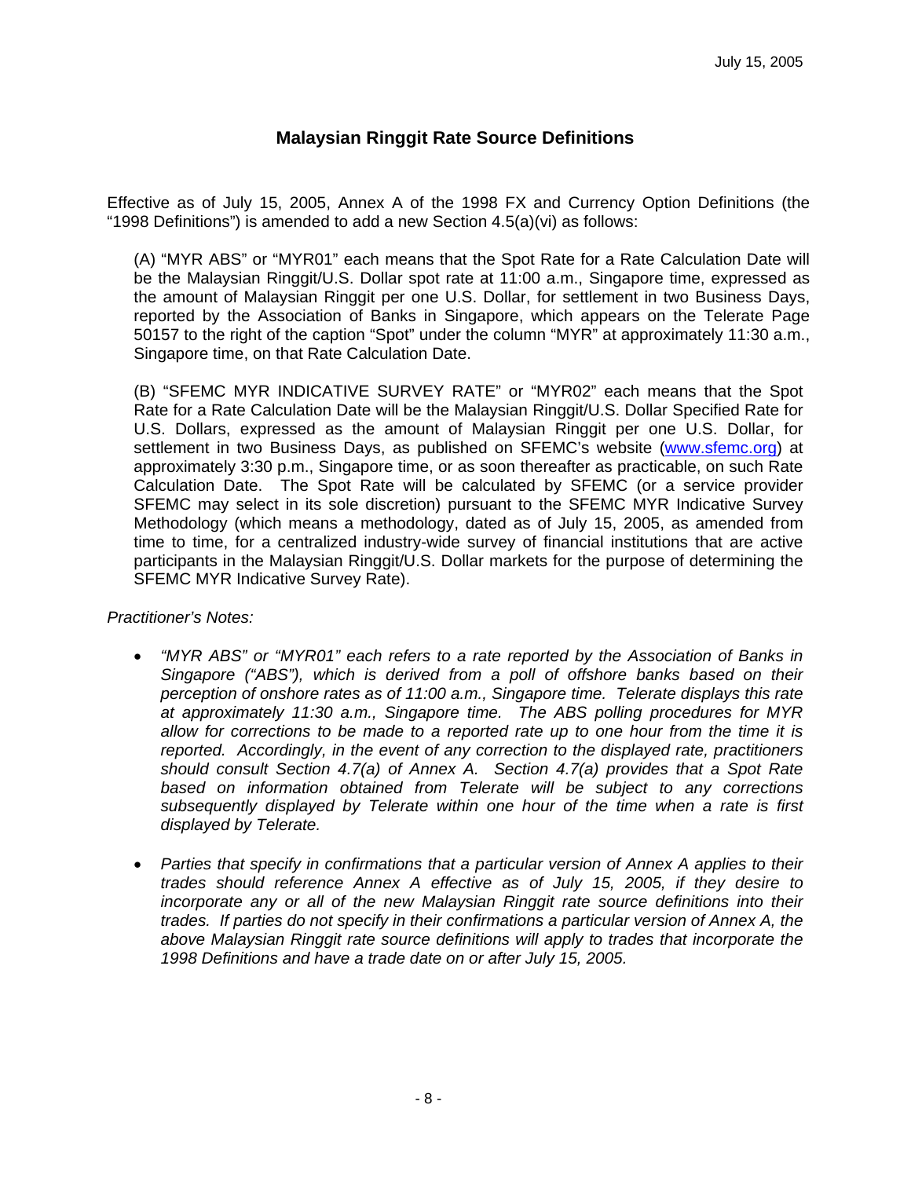July 15, 2005

## Malaysian Ringgit Rate Source Definitions

Effective as of July 15, 2005, Annex A of the 1998 FX and Currency Option Definitions (the "1998 Definitions") is amended to add a new Section 4.5(a)(vi) as follows:

> (A) "MYR ABS" or "MYR01" each means that the Spot Rate for a Rate Calculation Date will be the Malaysian Ringgit/U.S. Dollar spot rate at 11:00 a.m., Singapore time, expressed as the amount of Malaysian Ringgit per one U.S. Dollar, for settlement in two Business Days, reported by the Association of Banks in Singapore, which appears on the Telerate Page 50157 to the right of the caption "Spot" under the column "MYR" at approximately 11:30 a.m., Singapore time, on that Rate Calculation Date.
>
> (B) "SFEMC MYR INDICATIVE SURVEY RATE" or "MYR02" each means that the Spot Rate for a Rate Calculation Date will be the Malaysian Ringgit/U.S. Dollar Specified Rate for U.S. Dollars, expressed as the amount of Malaysian Ringgit per one U.S. Dollar, for settlement in two Business Days, as published on SFEMC's website (www.sfemc.org) at approximately 3:30 p.m., Singapore time, or as soon thereafter as practicable, on such Rate Calculation Date. The Spot Rate will be calculated by SFEMC (or a service provider SFEMC may select in its sole discretion) pursuant to the SFEMC MYR Indicative Survey Methodology (which means a methodology, dated as of July 15, 2005, as amended from time to time, for a centralized industry-wide survey of financial institutions that are active participants in the Malaysian Ringgit/U.S. Dollar markets for the purpose of determining the SFEMC MYR Indicative Survey Rate).

*Practitioner's Notes:*

- *"MYR ABS" or "MYR01" each refers to a rate reported by the Association of Banks in Singapore ("ABS"), which is derived from a poll of offshore banks based on their perception of onshore rates as of 11:00 a.m., Singapore time. Telerate displays this rate at approximately 11:30 a.m., Singapore time. The ABS polling procedures for MYR allow for corrections to be made to a reported rate up to one hour from the time it is reported. Accordingly, in the event of any correction to the displayed rate, practitioners should consult Section 4.7(a) of Annex A. Section 4.7(a) provides that a Spot Rate based on information obtained from Telerate will be subject to any corrections subsequently displayed by Telerate within one hour of the time when a rate is first displayed by Telerate.*

- *Parties that specify in confirmations that a particular version of Annex A applies to their trades should reference Annex A effective as of July 15, 2005, if they desire to incorporate any or all of the new Malaysian Ringgit rate source definitions into their trades. If parties do not specify in their confirmations a particular version of Annex A, the above Malaysian Ringgit rate source definitions will apply to trades that incorporate the 1998 Definitions and have a trade date on or after July 15, 2005.*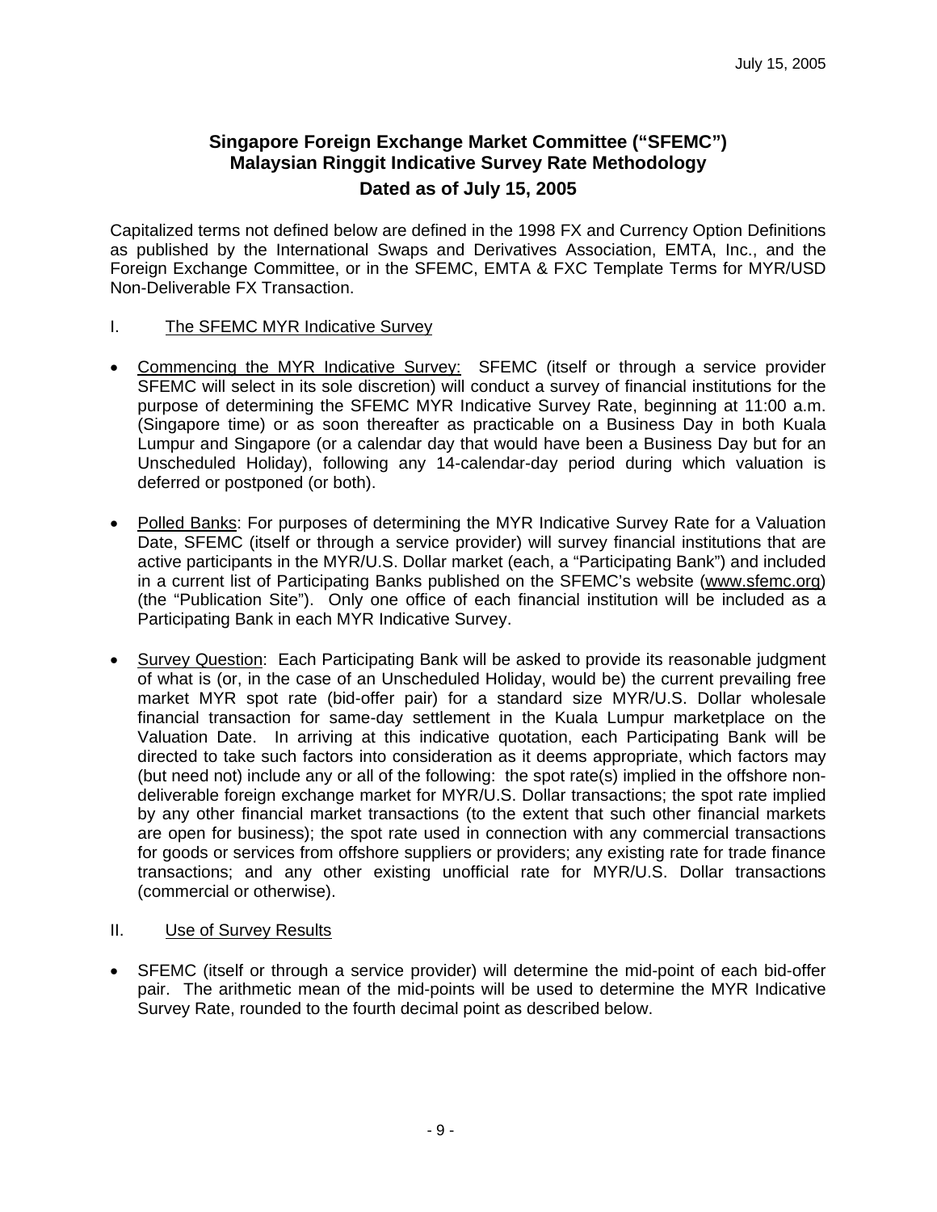July 15, 2005

# Singapore Foreign Exchange Market Committee ("SFEMC") Malaysian Ringgit Indicative Survey Rate Methodology

## Dated as of July 15, 2005

Capitalized terms not defined below are defined in the 1998 FX and Currency Option Definitions as published by the International Swaps and Derivatives Association, EMTA, Inc., and the Foreign Exchange Committee, or in the SFEMC, EMTA & FXC Template Terms for MYR/USD Non-Deliverable FX Transaction.

## I. The SFEMC MYR Indicative Survey

- Commencing the MYR Indicative Survey: SFEMC (itself or through a service provider SFEMC will select in its sole discretion) will conduct a survey of financial institutions for the purpose of determining the SFEMC MYR Indicative Survey Rate, beginning at 11:00 a.m. (Singapore time) or as soon thereafter as practicable on a Business Day in both Kuala Lumpur and Singapore (or a calendar day that would have been a Business Day but for an Unscheduled Holiday), following any 14-calendar-day period during which valuation is deferred or postponed (or both).

- Polled Banks: For purposes of determining the MYR Indicative Survey Rate for a Valuation Date, SFEMC (itself or through a service provider) will survey financial institutions that are active participants in the MYR/U.S. Dollar market (each, a "Participating Bank") and included in a current list of Participating Banks published on the SFEMC's website (www.sfemc.org) (the "Publication Site"). Only one office of each financial institution will be included as a Participating Bank in each MYR Indicative Survey.

- Survey Question: Each Participating Bank will be asked to provide its reasonable judgment of what is (or, in the case of an Unscheduled Holiday, would be) the current prevailing free market MYR spot rate (bid-offer pair) for a standard size MYR/U.S. Dollar wholesale financial transaction for same-day settlement in the Kuala Lumpur marketplace on the Valuation Date. In arriving at this indicative quotation, each Participating Bank will be directed to take such factors into consideration as it deems appropriate, which factors may (but need not) include any or all of the following: the spot rate(s) implied in the offshore non-deliverable foreign exchange market for MYR/U.S. Dollar transactions; the spot rate implied by any other financial market transactions (to the extent that such other financial markets are open for business); the spot rate used in connection with any commercial transactions for goods or services from offshore suppliers or providers; any existing rate for trade finance transactions; and any other existing unofficial rate for MYR/U.S. Dollar transactions (commercial or otherwise).

## II. Use of Survey Results

- SFEMC (itself or through a service provider) will determine the mid-point of each bid-offer pair. The arithmetic mean of the mid-points will be used to determine the MYR Indicative Survey Rate, rounded to the fourth decimal point as described below.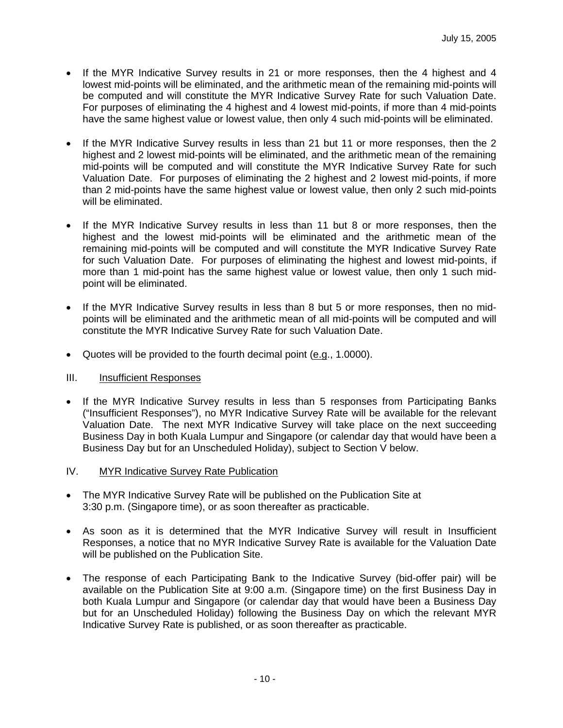- If the MYR Indicative Survey results in 21 or more responses, then the 4 highest and 4 lowest mid-points will be eliminated, and the arithmetic mean of the remaining mid-points will be computed and will constitute the MYR Indicative Survey Rate for such Valuation Date. For purposes of eliminating the 4 highest and 4 lowest mid-points, if more than 4 mid-points have the same highest value or lowest value, then only 4 such mid-points will be eliminated.

- If the MYR Indicative Survey results in less than 21 but 11 or more responses, then the 2 highest and 2 lowest mid-points will be eliminated, and the arithmetic mean of the remaining mid-points will be computed and will constitute the MYR Indicative Survey Rate for such Valuation Date. For purposes of eliminating the 2 highest and 2 lowest mid-points, if more than 2 mid-points have the same highest value or lowest value, then only 2 such mid-points will be eliminated.

- If the MYR Indicative Survey results in less than 11 but 8 or more responses, then the highest and the lowest mid-points will be eliminated and the arithmetic mean of the remaining mid-points will be computed and will constitute the MYR Indicative Survey Rate for such Valuation Date. For purposes of eliminating the highest and lowest mid-points, if more than 1 mid-point has the same highest value or lowest value, then only 1 such mid-point will be eliminated.

- If the MYR Indicative Survey results in less than 8 but 5 or more responses, then no mid-points will be eliminated and the arithmetic mean of all mid-points will be computed and will constitute the MYR Indicative Survey Rate for such Valuation Date.

- Quotes will be provided to the fourth decimal point (e.g., 1.0000).

## III. Insufficient Responses

- If the MYR Indicative Survey results in less than 5 responses from Participating Banks ("Insufficient Responses"), no MYR Indicative Survey Rate will be available for the relevant Valuation Date. The next MYR Indicative Survey will take place on the next succeeding Business Day in both Kuala Lumpur and Singapore (or calendar day that would have been a Business Day but for an Unscheduled Holiday), subject to Section V below.

## IV. MYR Indicative Survey Rate Publication

- The MYR Indicative Survey Rate will be published on the Publication Site at 3:30 p.m. (Singapore time), or as soon thereafter as practicable.

- As soon as it is determined that the MYR Indicative Survey will result in Insufficient Responses, a notice that no MYR Indicative Survey Rate is available for the Valuation Date will be published on the Publication Site.

- The response of each Participating Bank to the Indicative Survey (bid-offer pair) will be available on the Publication Site at 9:00 a.m. (Singapore time) on the first Business Day in both Kuala Lumpur and Singapore (or calendar day that would have been a Business Day but for an Unscheduled Holiday) following the Business Day on which the relevant MYR Indicative Survey Rate is published, or as soon thereafter as practicable.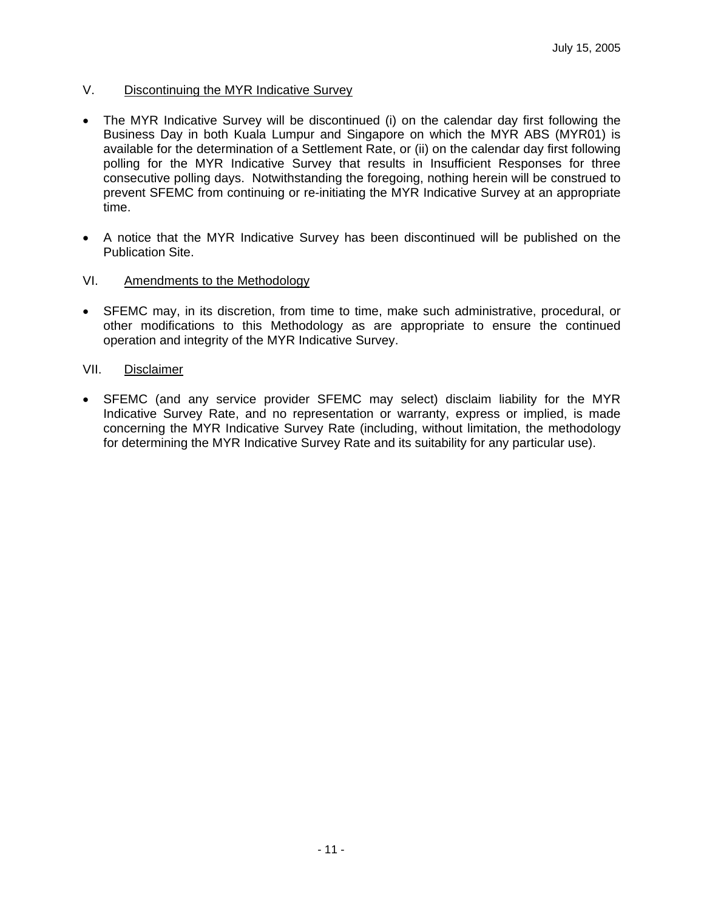## V. Discontinuing the MYR Indicative Survey

- The MYR Indicative Survey will be discontinued (i) on the calendar day first following the Business Day in both Kuala Lumpur and Singapore on which the MYR ABS (MYR01) is available for the determination of a Settlement Rate, or (ii) on the calendar day first following polling for the MYR Indicative Survey that results in Insufficient Responses for three consecutive polling days. Notwithstanding the foregoing, nothing herein will be construed to prevent SFEMC from continuing or re-initiating the MYR Indicative Survey at an appropriate time.

- A notice that the MYR Indicative Survey has been discontinued will be published on the Publication Site.

## VI. Amendments to the Methodology

- SFEMC may, in its discretion, from time to time, make such administrative, procedural, or other modifications to this Methodology as are appropriate to ensure the continued operation and integrity of the MYR Indicative Survey.

## VII. Disclaimer

- SFEMC (and any service provider SFEMC may select) disclaim liability for the MYR Indicative Survey Rate, and no representation or warranty, express or implied, is made concerning the MYR Indicative Survey Rate (including, without limitation, the methodology for determining the MYR Indicative Survey Rate and its suitability for any particular use).